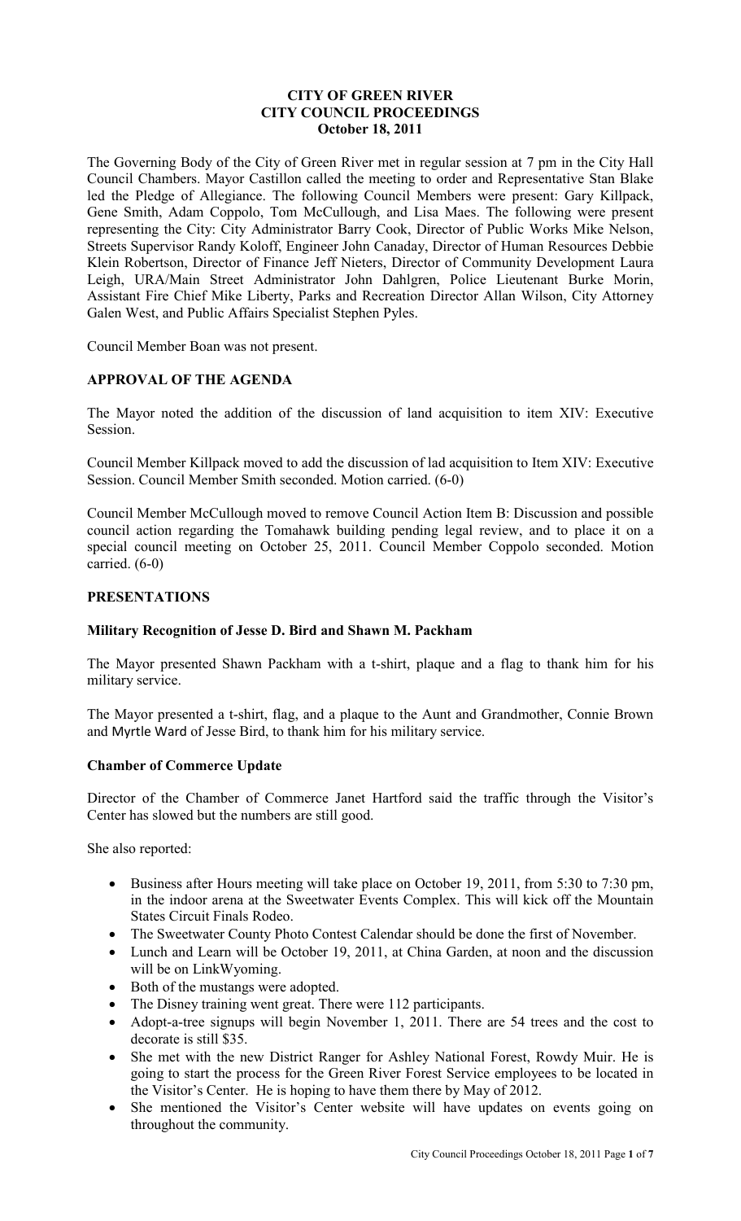# CITY OF GREEN RIVER
## CITY COUNCIL PROCEEDINGS
### October 18, 2011

The Governing Body of the City of Green River met in regular session at 7 pm in the City Hall Council Chambers. Mayor Castillon called the meeting to order and Representative Stan Blake led the Pledge of Allegiance. The following Council Members were present: Gary Killpack, Gene Smith, Adam Coppolo, Tom McCullough, and Lisa Maes. The following were present representing the City: City Administrator Barry Cook, Director of Public Works Mike Nelson, Streets Supervisor Randy Koloff, Engineer John Canaday, Director of Human Resources Debbie Klein Robertson, Director of Finance Jeff Nieters, Director of Community Development Laura Leigh, URA/Main Street Administrator John Dahlgren, Police Lieutenant Burke Morin, Assistant Fire Chief Mike Liberty, Parks and Recreation Director Allan Wilson, City Attorney Galen West, and Public Affairs Specialist Stephen Pyles.

Council Member Boan was not present.

## APPROVAL OF THE AGENDA

The Mayor noted the addition of the discussion of land acquisition to item XIV: Executive Session.

Council Member Killpack moved to add the discussion of lad acquisition to Item XIV: Executive Session. Council Member Smith seconded. Motion carried. (6-0)

Council Member McCullough moved to remove Council Action Item B: Discussion and possible council action regarding the Tomahawk building pending legal review, and to place it on a special council meeting on October 25, 2011. Council Member Coppolo seconded. Motion carried. (6-0)

## PRESENTATIONS

### Military Recognition of Jesse D. Bird and Shawn M. Packham

The Mayor presented Shawn Packham with a t-shirt, plaque and a flag to thank him for his military service.

The Mayor presented a t-shirt, flag, and a plaque to the Aunt and Grandmother, Connie Brown and Myrtle Ward of Jesse Bird, to thank him for his military service.

### Chamber of Commerce Update

Director of the Chamber of Commerce Janet Hartford said the traffic through the Visitor's Center has slowed but the numbers are still good.

She also reported:

- Business after Hours meeting will take place on October 19, 2011, from 5:30 to 7:30 pm, in the indoor arena at the Sweetwater Events Complex. This will kick off the Mountain States Circuit Finals Rodeo.
- The Sweetwater County Photo Contest Calendar should be done the first of November.
- Lunch and Learn will be October 19, 2011, at China Garden, at noon and the discussion will be on LinkWyoming.
- Both of the mustangs were adopted.
- The Disney training went great. There were 112 participants.
- Adopt-a-tree signups will begin November 1, 2011. There are 54 trees and the cost to decorate is still $35.
- She met with the new District Ranger for Ashley National Forest, Rowdy Muir. He is going to start the process for the Green River Forest Service employees to be located in the Visitor's Center. He is hoping to have them there by May of 2012.
- She mentioned the Visitor's Center website will have updates on events going on throughout the community.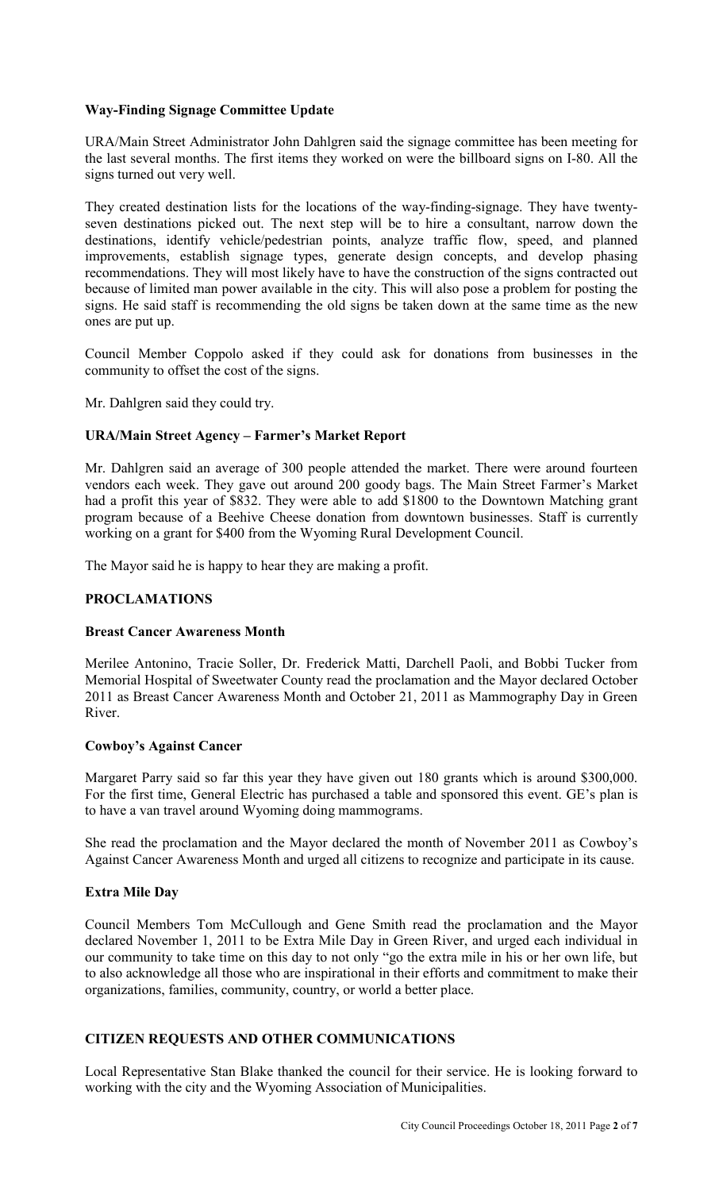**Way-Finding Signage Committee Update**

URA/Main Street Administrator John Dahlgren said the signage committee has been meeting for the last several months. The first items they worked on were the billboard signs on I-80. All the signs turned out very well.

They created destination lists for the locations of the way-finding-signage. They have twenty-seven destinations picked out. The next step will be to hire a consultant, narrow down the destinations, identify vehicle/pedestrian points, analyze traffic flow, speed, and planned improvements, establish signage types, generate design concepts, and develop phasing recommendations. They will most likely have to have the construction of the signs contracted out because of limited man power available in the city. This will also pose a problem for posting the signs. He said staff is recommending the old signs be taken down at the same time as the new ones are put up.

Council Member Coppolo asked if they could ask for donations from businesses in the community to offset the cost of the signs.

Mr. Dahlgren said they could try.

**URA/Main Street Agency – Farmer's Market Report**

Mr. Dahlgren said an average of 300 people attended the market. There were around fourteen vendors each week. They gave out around 200 goody bags. The Main Street Farmer's Market had a profit this year of $832. They were able to add $1800 to the Downtown Matching grant program because of a Beehive Cheese donation from downtown businesses. Staff is currently working on a grant for $400 from the Wyoming Rural Development Council.

The Mayor said he is happy to hear they are making a profit.

**PROCLAMATIONS**

**Breast Cancer Awareness Month**

Merilee Antonino, Tracie Soller, Dr. Frederick Matti, Darchell Paoli, and Bobbi Tucker from Memorial Hospital of Sweetwater County read the proclamation and the Mayor declared October 2011 as Breast Cancer Awareness Month and October 21, 2011 as Mammography Day in Green River.

**Cowboy's Against Cancer**

Margaret Parry said so far this year they have given out 180 grants which is around $300,000. For the first time, General Electric has purchased a table and sponsored this event. GE's plan is to have a van travel around Wyoming doing mammograms.

She read the proclamation and the Mayor declared the month of November 2011 as Cowboy's Against Cancer Awareness Month and urged all citizens to recognize and participate in its cause.

**Extra Mile Day**

Council Members Tom McCullough and Gene Smith read the proclamation and the Mayor declared November 1, 2011 to be Extra Mile Day in Green River, and urged each individual in our community to take time on this day to not only "go the extra mile in his or her own life, but to also acknowledge all those who are inspirational in their efforts and commitment to make their organizations, families, community, country, or world a better place.

**CITIZEN REQUESTS AND OTHER COMMUNICATIONS**

Local Representative Stan Blake thanked the council for their service. He is looking forward to working with the city and the Wyoming Association of Municipalities.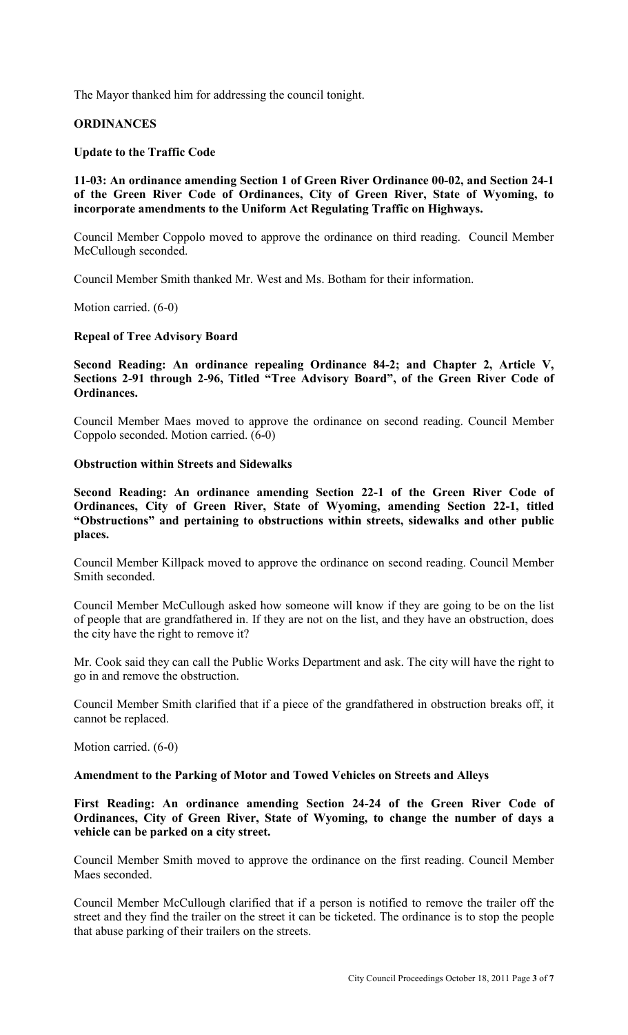The Mayor thanked him for addressing the council tonight.

**ORDINANCES**

**Update to the Traffic Code**

**11-03: An ordinance amending Section 1 of Green River Ordinance 00-02, and Section 24-1 of the Green River Code of Ordinances, City of Green River, State of Wyoming, to incorporate amendments to the Uniform Act Regulating Traffic on Highways.**

Council Member Coppolo moved to approve the ordinance on third reading. Council Member McCullough seconded.

Council Member Smith thanked Mr. West and Ms. Botham for their information.

Motion carried. (6-0)

**Repeal of Tree Advisory Board**

**Second Reading: An ordinance repealing Ordinance 84-2; and Chapter 2, Article V, Sections 2-91 through 2-96, Titled "Tree Advisory Board", of the Green River Code of Ordinances.**

Council Member Maes moved to approve the ordinance on second reading. Council Member Coppolo seconded. Motion carried. (6-0)

**Obstruction within Streets and Sidewalks**

**Second Reading: An ordinance amending Section 22-1 of the Green River Code of Ordinances, City of Green River, State of Wyoming, amending Section 22-1, titled "Obstructions" and pertaining to obstructions within streets, sidewalks and other public places.**

Council Member Killpack moved to approve the ordinance on second reading. Council Member Smith seconded.

Council Member McCullough asked how someone will know if they are going to be on the list of people that are grandfathered in. If they are not on the list, and they have an obstruction, does the city have the right to remove it?

Mr. Cook said they can call the Public Works Department and ask. The city will have the right to go in and remove the obstruction.

Council Member Smith clarified that if a piece of the grandfathered in obstruction breaks off, it cannot be replaced.

Motion carried. (6-0)

**Amendment to the Parking of Motor and Towed Vehicles on Streets and Alleys**

**First Reading: An ordinance amending Section 24-24 of the Green River Code of Ordinances, City of Green River, State of Wyoming, to change the number of days a vehicle can be parked on a city street.**

Council Member Smith moved to approve the ordinance on the first reading. Council Member Maes seconded.

Council Member McCullough clarified that if a person is notified to remove the trailer off the street and they find the trailer on the street it can be ticketed. The ordinance is to stop the people that abuse parking of their trailers on the streets.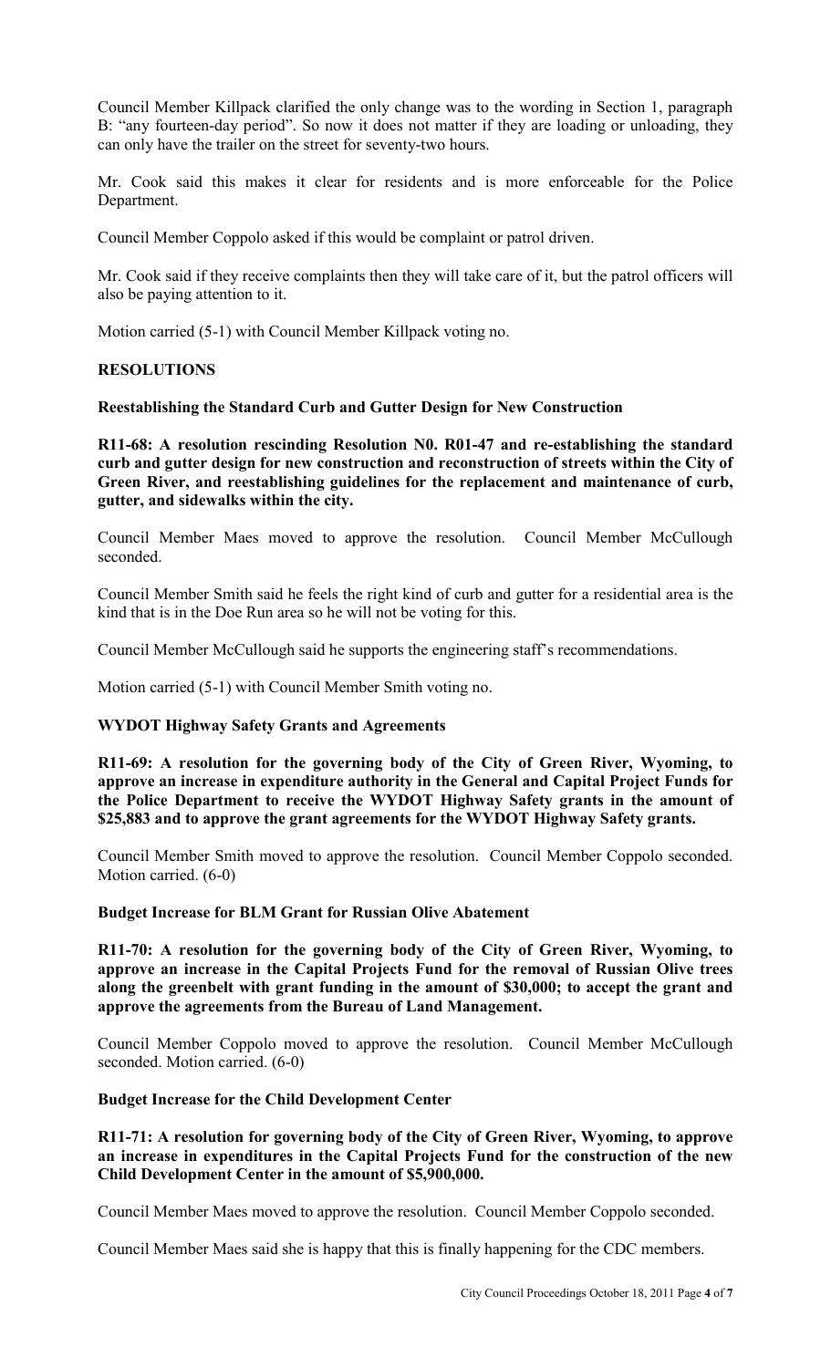Council Member Killpack clarified the only change was to the wording in Section 1, paragraph B: "any fourteen-day period". So now it does not matter if they are loading or unloading, they can only have the trailer on the street for seventy-two hours.

Mr. Cook said this makes it clear for residents and is more enforceable for the Police Department.

Council Member Coppolo asked if this would be complaint or patrol driven.

Mr. Cook said if they receive complaints then they will take care of it, but the patrol officers will also be paying attention to it.

Motion carried (5-1) with Council Member Killpack voting no.

## RESOLUTIONS

### Reestablishing the Standard Curb and Gutter Design for New Construction

**R11-68: A resolution rescinding Resolution N0. R01-47 and re-establishing the standard curb and gutter design for new construction and reconstruction of streets within the City of Green River, and reestablishing guidelines for the replacement and maintenance of curb, gutter, and sidewalks within the city.**

Council Member Maes moved to approve the resolution. Council Member McCullough seconded.

Council Member Smith said he feels the right kind of curb and gutter for a residential area is the kind that is in the Doe Run area so he will not be voting for this.

Council Member McCullough said he supports the engineering staff's recommendations.

Motion carried (5-1) with Council Member Smith voting no.

### WYDOT Highway Safety Grants and Agreements

**R11-69: A resolution for the governing body of the City of Green River, Wyoming, to approve an increase in expenditure authority in the General and Capital Project Funds for the Police Department to receive the WYDOT Highway Safety grants in the amount of $25,883 and to approve the grant agreements for the WYDOT Highway Safety grants.**

Council Member Smith moved to approve the resolution. Council Member Coppolo seconded. Motion carried. (6-0)

### Budget Increase for BLM Grant for Russian Olive Abatement

**R11-70: A resolution for the governing body of the City of Green River, Wyoming, to approve an increase in the Capital Projects Fund for the removal of Russian Olive trees along the greenbelt with grant funding in the amount of $30,000; to accept the grant and approve the agreements from the Bureau of Land Management.**

Council Member Coppolo moved to approve the resolution. Council Member McCullough seconded. Motion carried. (6-0)

### Budget Increase for the Child Development Center

**R11-71: A resolution for governing body of the City of Green River, Wyoming, to approve an increase in expenditures in the Capital Projects Fund for the construction of the new Child Development Center in the amount of $5,900,000.**

Council Member Maes moved to approve the resolution. Council Member Coppolo seconded.

Council Member Maes said she is happy that this is finally happening for the CDC members.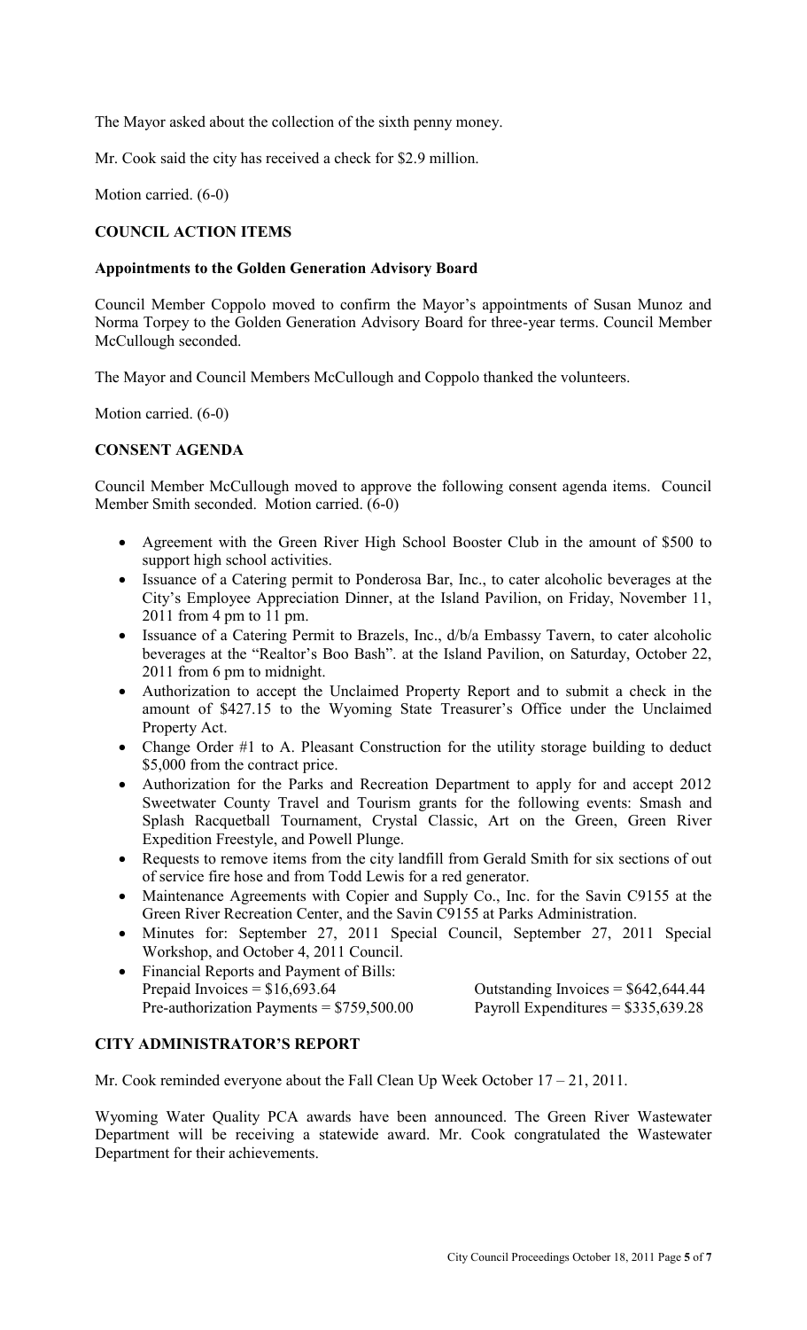The Mayor asked about the collection of the sixth penny money.

Mr. Cook said the city has received a check for $2.9 million.

Motion carried. (6-0)

## COUNCIL ACTION ITEMS

### Appointments to the Golden Generation Advisory Board

Council Member Coppolo moved to confirm the Mayor's appointments of Susan Munoz and Norma Torpey to the Golden Generation Advisory Board for three-year terms. Council Member McCullough seconded.

The Mayor and Council Members McCullough and Coppolo thanked the volunteers.

Motion carried. (6-0)

## CONSENT AGENDA

Council Member McCullough moved to approve the following consent agenda items. Council Member Smith seconded. Motion carried. (6-0)

- Agreement with the Green River High School Booster Club in the amount of $500 to support high school activities.
- Issuance of a Catering permit to Ponderosa Bar, Inc., to cater alcoholic beverages at the City's Employee Appreciation Dinner, at the Island Pavilion, on Friday, November 11, 2011 from 4 pm to 11 pm.
- Issuance of a Catering Permit to Brazels, Inc., d/b/a Embassy Tavern, to cater alcoholic beverages at the "Realtor's Boo Bash". at the Island Pavilion, on Saturday, October 22, 2011 from 6 pm to midnight.
- Authorization to accept the Unclaimed Property Report and to submit a check in the amount of $427.15 to the Wyoming State Treasurer's Office under the Unclaimed Property Act.
- Change Order #1 to A. Pleasant Construction for the utility storage building to deduct $5,000 from the contract price.
- Authorization for the Parks and Recreation Department to apply for and accept 2012 Sweetwater County Travel and Tourism grants for the following events: Smash and Splash Racquetball Tournament, Crystal Classic, Art on the Green, Green River Expedition Freestyle, and Powell Plunge.
- Requests to remove items from the city landfill from Gerald Smith for six sections of out of service fire hose and from Todd Lewis for a red generator.
- Maintenance Agreements with Copier and Supply Co., Inc. for the Savin C9155 at the Green River Recreation Center, and the Savin C9155 at Parks Administration.
- Minutes for: September 27, 2011 Special Council, September 27, 2011 Special Workshop, and October 4, 2011 Council.
- Financial Reports and Payment of Bills:
  Prepaid Invoices = $16,693.64 Outstanding Invoices = $642,644.44
  Pre-authorization Payments = $759,500.00 Payroll Expenditures = $335,639.28

## CITY ADMINISTRATOR'S REPORT

Mr. Cook reminded everyone about the Fall Clean Up Week October 17 – 21, 2011.

Wyoming Water Quality PCA awards have been announced. The Green River Wastewater Department will be receiving a statewide award. Mr. Cook congratulated the Wastewater Department for their achievements.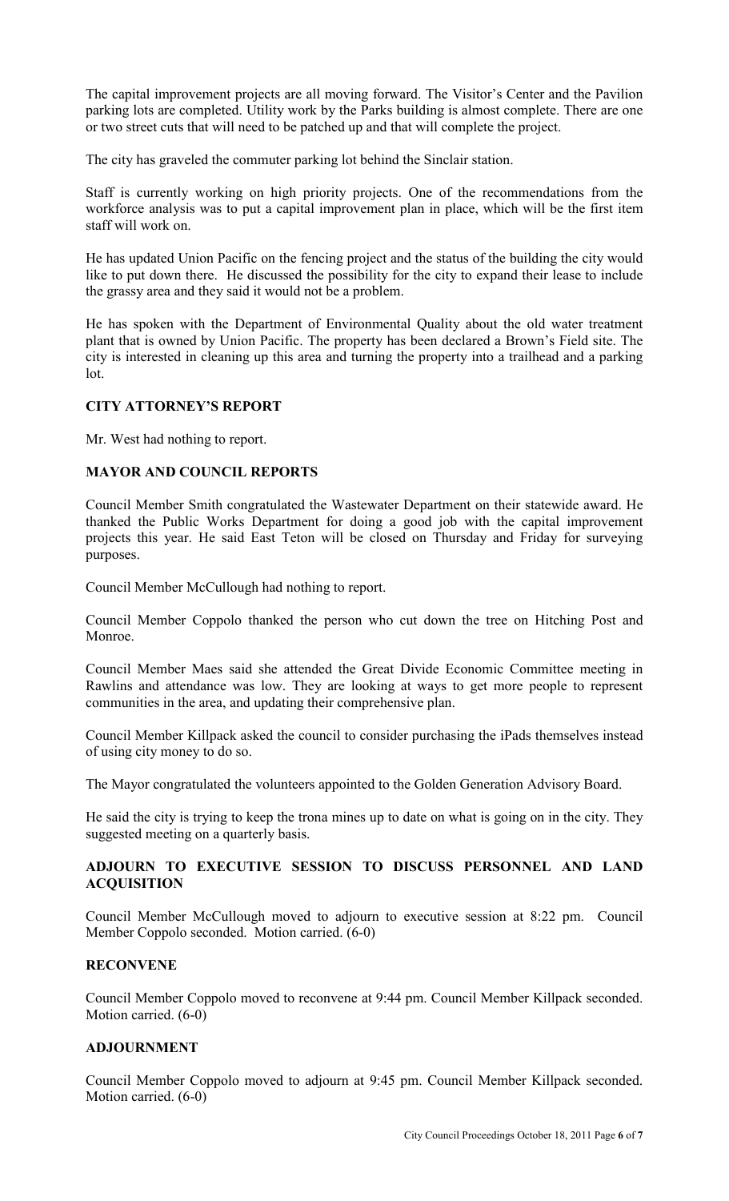The capital improvement projects are all moving forward. The Visitor's Center and the Pavilion parking lots are completed. Utility work by the Parks building is almost complete. There are one or two street cuts that will need to be patched up and that will complete the project.

The city has graveled the commuter parking lot behind the Sinclair station.

Staff is currently working on high priority projects. One of the recommendations from the workforce analysis was to put a capital improvement plan in place, which will be the first item staff will work on.

He has updated Union Pacific on the fencing project and the status of the building the city would like to put down there. He discussed the possibility for the city to expand their lease to include the grassy area and they said it would not be a problem.

He has spoken with the Department of Environmental Quality about the old water treatment plant that is owned by Union Pacific. The property has been declared a Brown's Field site. The city is interested in cleaning up this area and turning the property into a trailhead and a parking lot.

## CITY ATTORNEY'S REPORT

Mr. West had nothing to report.

## MAYOR AND COUNCIL REPORTS

Council Member Smith congratulated the Wastewater Department on their statewide award. He thanked the Public Works Department for doing a good job with the capital improvement projects this year. He said East Teton will be closed on Thursday and Friday for surveying purposes.

Council Member McCullough had nothing to report.

Council Member Coppolo thanked the person who cut down the tree on Hitching Post and Monroe.

Council Member Maes said she attended the Great Divide Economic Committee meeting in Rawlins and attendance was low. They are looking at ways to get more people to represent communities in the area, and updating their comprehensive plan.

Council Member Killpack asked the council to consider purchasing the iPads themselves instead of using city money to do so.

The Mayor congratulated the volunteers appointed to the Golden Generation Advisory Board.

He said the city is trying to keep the trona mines up to date on what is going on in the city. They suggested meeting on a quarterly basis.

## ADJOURN TO EXECUTIVE SESSION TO DISCUSS PERSONNEL AND LAND ACQUISITION

Council Member McCullough moved to adjourn to executive session at 8:22 pm. Council Member Coppolo seconded. Motion carried. (6-0)

## RECONVENE

Council Member Coppolo moved to reconvene at 9:44 pm. Council Member Killpack seconded. Motion carried. (6-0)

## ADJOURNMENT

Council Member Coppolo moved to adjourn at 9:45 pm. Council Member Killpack seconded. Motion carried. (6-0)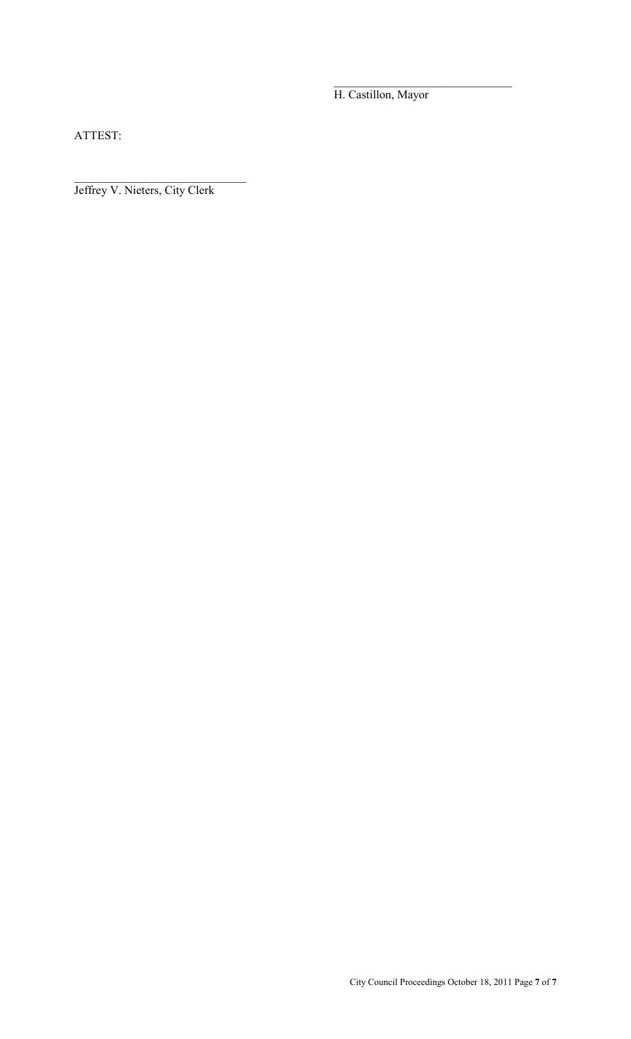\_\_\_\_\_\_\_\_\_\_\_\_\_\_\_\_\_\_\_\_\_\_\_\_\_\_\_\_\_\_

H. Castillon, Mayor

ATTEST:

\_\_\_\_\_\_\_\_\_\_\_\_\_\_\_\_\_\_\_\_\_\_\_\_\_\_\_\_\_\_

Jeffrey V. Nieters, City Clerk